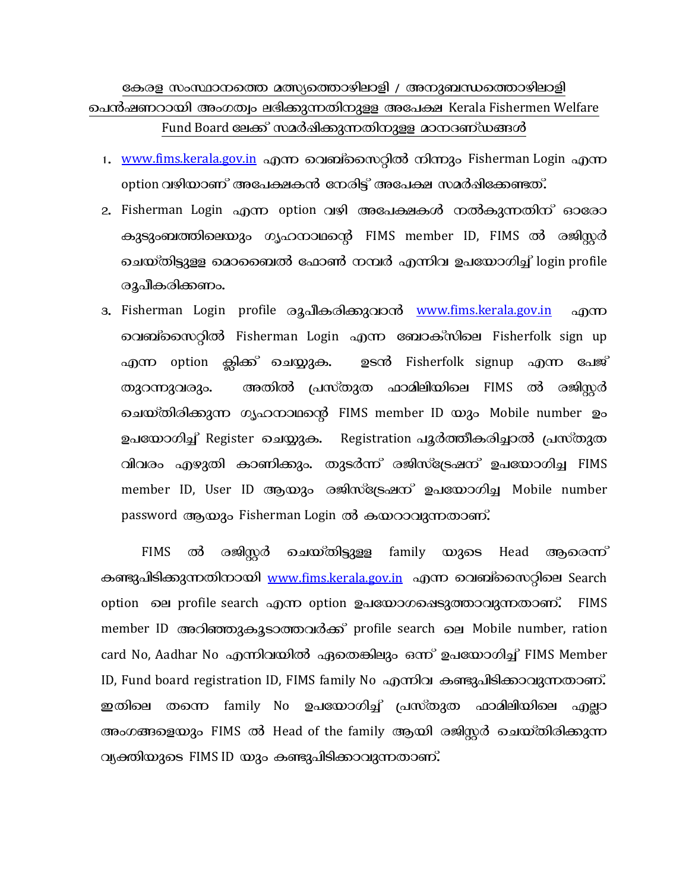# കേരള സംസ്ഥാനത്തെ മത്സ്യത്തൊഴിലാളി / അനുബന്ധത്തൊഴിലാളി പെൻഷണറായി അംഗത്വം ലഭിക്കുന്നതിനുള്ള അപേക്ഷ Kerala Fishermen Welfare Fund Board ലേക്ക് സമർപ്പിക്കുന്നതിനുള്ള മാനദണ്ഡങ്ങൾ

1. www.fims.kerala.gov.in എന്ന വെബ്സൈറ്റിൽ നിന്നും Fisherman Login എന്ന option വഴിയാണ് അപേക്ഷകൻ നേരിട്ട് അപേക്ഷ സമർപ്പിക്കേണ്ടത്.
2. Fisherman Login എന്ന option വഴി അപേക്ഷകൾ നൽകുന്നതിന് ഓരോ കുടുംബത്തിലെയും ഗൃഹനാഥന്റെ FIMS member ID, FIMS ൽ രജിസ്റ്റർ ചെയ്തിട്ടുള്ള മൊബൈൽ ഫോൺ നമ്പർ എന്നിവ ഉപയോഗിച്ച് login profile രൂപീകരിക്കണം.
3. Fisherman Login profile രൂപീകരിക്കുവാൻ www.fims.kerala.gov.in എന്ന വെബ്സൈറ്റിൽ Fisherman Login എന്ന ബോക്സിലെ Fisherfolk sign up എന്ന option ക്ലിക്ക് ചെയ്യുക. ഉടൻ Fisherfolk signup എന്ന പേജ് തുറന്നുവരും. അതിൽ പ്രസ്തുത ഫാമിലിയിലെ FIMS ൽ രജിസ്റ്റർ ചെയ്തിരിക്കുന്ന ഗൃഹനാഥന്റെ FIMS member ID യും Mobile number ഉം ഉപയോഗിച്ച് Register ചെയ്യുക. Registration പൂർത്തീകരിച്ചാൽ പ്രസ്തുത വിവരം എഴുതി കാണിക്കും. തുടർന്ന് രജിസ്ട്രേഷന് ഉപയോഗിച്ച FIMS member ID, User ID ആയും രജിസ്ട്രേഷന് ഉപയോഗിച്ച Mobile number password ആയും Fisherman Login ൽ കയറാവുന്നതാണ്.

FIMS ൽ രജിസ്റ്റർ ചെയ്തിട്ടുള്ള family യുടെ Head ആരെന്ന് കണ്ടുപിടിക്കുന്നതിനായി www.fims.kerala.gov.in എന്ന വെബ്സൈറ്റിലെ Search option ലെ profile search എന്ന option ഉപയോഗപ്പെടുത്താവുന്നതാണ്. FIMS member ID അറിഞ്ഞുകൂടാത്തവർക്ക് profile search ലെ Mobile number, ration card No, Aadhar No എന്നിവയിൽ ഏതെങ്കിലും ഒന്ന് ഉപയോഗിച്ച് FIMS Member ID, Fund board registration ID, FIMS family No എന്നിവ കണ്ടുപിടിക്കാവുന്നതാണ്. ഇതിലെ തന്നെ family No ഉപയോഗിച്ച് പ്രസ്തുത ഫാമിലിയിലെ എല്ലാ അംഗങ്ങളെയും FIMS ൽ Head of the family ആയി രജിസ്റ്റർ ചെയ്തിരിക്കുന്ന വ്യക്തിയുടെ FIMS ID യും കണ്ടുപിടിക്കാവുന്നതാണ്.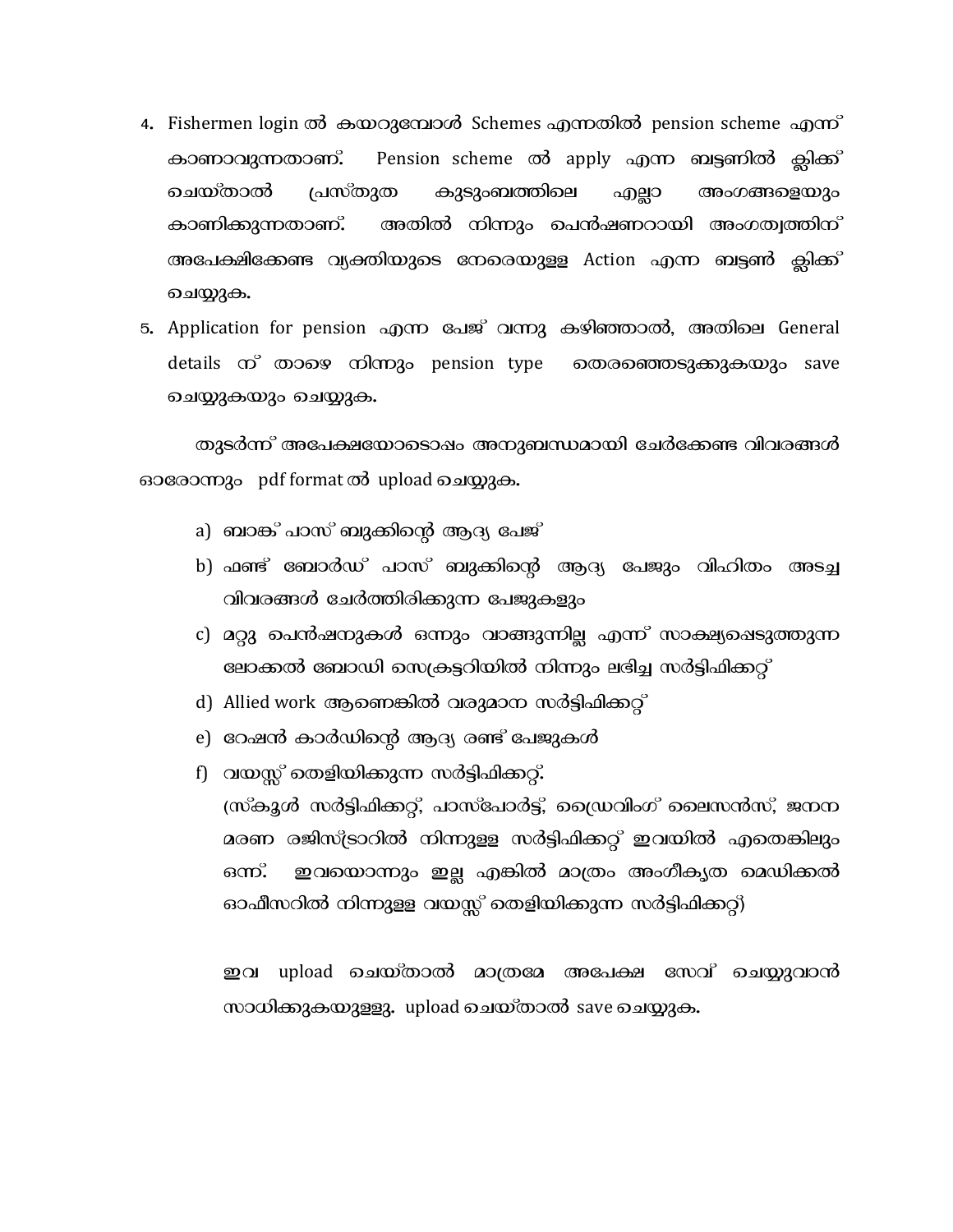4. Fishermen login ൽ കയറുമ്പോൾ Schemes എന്നതിൽ pension scheme എന്ന് കാണാവുന്നതാണ്. Pension scheme ൽ apply എന്ന ബട്ടണിൽ ക്ലിക്ക് ചെയ്താൽ പ്രസ്തുത കുടുംബത്തിലെ എല്ലാ അംഗങ്ങളെയും കാണിക്കുന്നതാണ്. അതിൽ നിന്നും പെൻഷണറായി അംഗത്വത്തിന് അപേക്ഷിക്കേണ്ട വ്യക്തിയുടെ നേരെയുള്ള Action എന്ന ബട്ടൺ ക്ലിക്ക് ചെയ്യുക.
5. Application for pension എന്ന പേജ് വന്നു കഴിഞ്ഞാൽ, അതിലെ General details ന് താഴെ നിന്നും pension type തെരഞ്ഞെടുക്കുകയും save ചെയ്യുകയും ചെയ്യുക.

തുടർന്ന് അപേക്ഷയോടൊപ്പം അനുബന്ധമായി ചേർക്കേണ്ട വിവരങ്ങൾ ഓരോന്നും pdf format ൽ upload ചെയ്യുക.

a) ബാങ്ക് പാസ് ബുക്കിന്റെ ആദ്യ പേജ്
b) ഫണ്ട് ബോർഡ് പാസ് ബുക്കിന്റെ ആദ്യ പേജും വിഹിതം അടച്ച വിവരങ്ങൾ ചേർത്തിരിക്കുന്ന പേജുകളും
c) മറ്റു പെൻഷനുകൾ ഒന്നും വാങ്ങുന്നില്ല എന്ന് സാക്ഷ്യപ്പെടുത്തുന്ന ലോക്കൽ ബോഡി സെക്രട്ടറിയിൽ നിന്നും ലഭിച്ച സർട്ടിഫിക്കറ്റ്
d) Allied work ആണെങ്കിൽ വരുമാന സർട്ടിഫിക്കറ്റ്
e) റേഷൻ കാർഡിന്റെ ആദ്യ രണ്ട് പേജുകൾ
f) വയസ്സ് തെളിയിക്കുന്ന സർട്ടിഫിക്കറ്റ്.
   (സ്കൂൾ സർട്ടിഫിക്കറ്റ്, പാസ്പോർട്ട്, ഡ്രൈവിംഗ് ലൈസൻസ്, ജനന മരണ രജിസ്ട്രാറിൽ നിന്നുള്ള സർട്ടിഫിക്കറ്റ് ഇവയിൽ എതെങ്കിലും ഒന്ന്. ഇവയൊന്നും ഇല്ല എങ്കിൽ മാത്രം അംഗീകൃത മെഡിക്കൽ ഓഫീസറിൽ നിന്നുള്ള വയസ്സ് തെളിയിക്കുന്ന സർട്ടിഫിക്കറ്റ്)

ഇവ upload ചെയ്താൽ മാത്രമേ അപേക്ഷ സേവ് ചെയ്യുവാൻ സാധിക്കുകയുള്ളു. upload ചെയ്താൽ save ചെയ്യുക.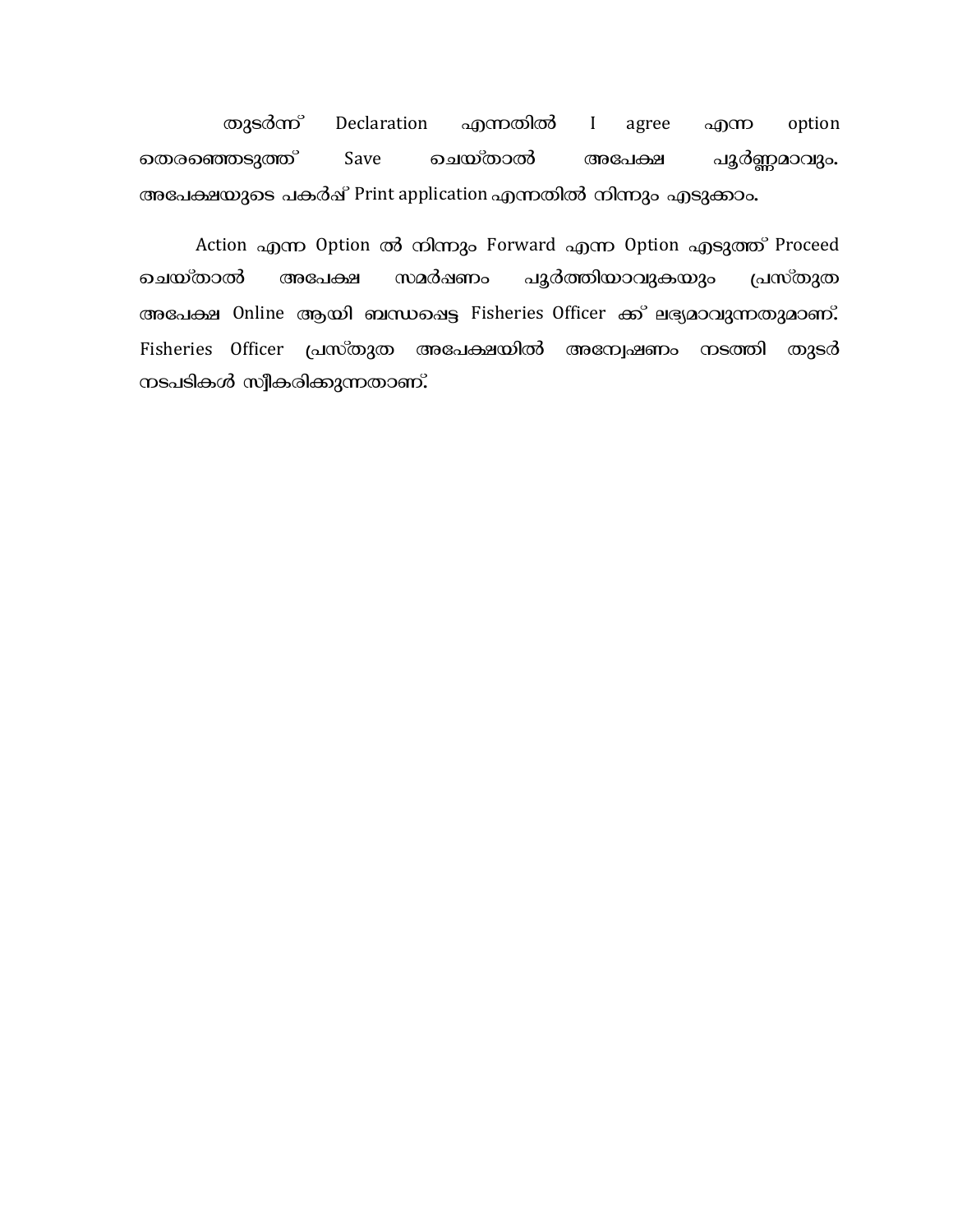തുടർന്ന് Declaration എന്നതിൽ I agree എന്ന option തെരഞ്ഞെടുത്ത് Save ചെയ്താൽ അപേക്ഷ പൂർണ്ണമാവും. അപേക്ഷയുടെ പകർപ്പ് Print application എന്നതിൽ നിന്നും എടുക്കാം.

Action എന്ന Option ൽ നിന്നും Forward എന്ന Option എടുത്ത് Proceed ചെയ്താൽ അപേക്ഷ സമർപ്പണം പൂർത്തിയാവുകയും പ്രസ്തുത അപേക്ഷ Online ആയി ബന്ധപ്പെട്ട Fisheries Officer ക്ക് ലഭ്യമാവുന്നതുമാണ്. Fisheries Officer പ്രസ്തുത അപേക്ഷയിൽ അന്വേഷണം നടത്തി തുടർ നടപടികൾ സ്വീകരിക്കുന്നതാണ്.